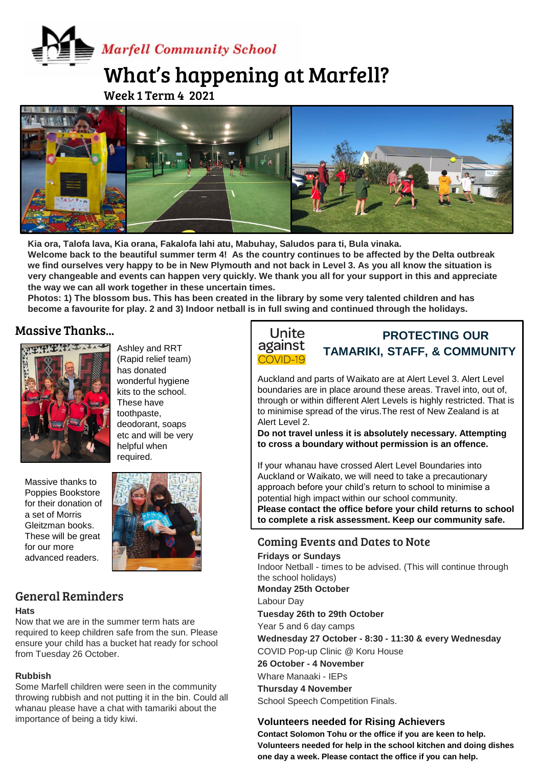Marfell Community School

# What's happening at Marfell?

Week 1 Term 4 2021

**Kia ora, Talofa lava, Kia orana, Fakalofa lahi atu, Mabuhay, Saludos para ti, Bula vinaka.**
**Welcome back to the beautiful summer term 4! As the country continues to be affected by the Delta outbreak we find ourselves very happy to be in New Plymouth and not back in Level 3. As you all know the situation is very changeable and events can happen very quickly. We thank you all for your support in this and appreciate the way we can all work together in these uncertain times.**
**Photos: 1) The blossom bus. This has been created in the library by some very talented children and has become a favourite for play. 2 and 3) Indoor netball is in full swing and continued through the holidays.**

## Massive Thanks...

Ashley and RRT (Rapid relief team) has donated wonderful hygiene kits to the school. These have toothpaste, deodorant, soaps etc and will be very helpful when required.

Massive thanks to Poppies Bookstore for their donation of a set of Morris Gleitzman books. These will be great for our more advanced readers.

## General Reminders

**Hats**

Now that we are in the summer term hats are required to keep children safe from the sun. Please ensure your child has a bucket hat ready for school from Tuesday 26 October.

**Rubbish**

Some Marfell children were seen in the community throwing rubbish and not putting it in the bin. Could all whanau please have a chat with tamariki about the importance of being a tidy kiwi.

Unite against COVID-19

## PROTECTING OUR TAMARIKI, STAFF, & COMMUNITY

Auckland and parts of Waikato are at Alert Level 3. Alert Level boundaries are in place around these areas. Travel into, out of, through or within different Alert Levels is highly restricted. That is to minimise spread of the virus.The rest of New Zealand is at Alert Level 2.
**Do not travel unless it is absolutely necessary. Attempting to cross a boundary without permission is an offence.**

If your whanau have crossed Alert Level Boundaries into Auckland or Waikato, we will need to take a precautionary approach before your child's return to school to minimise a potential high impact within our school community.
**Please contact the office before your child returns to school to complete a risk assessment. Keep our community safe.**

## Coming Events and Dates to Note

**Fridays or Sundays**
Indoor Netball - times to be advised. (This will continue through the school holidays)
**Monday 25th October**
Labour Day
**Tuesday 26th to 29th October**
Year 5 and 6 day camps
**Wednesday 27 October - 8:30 - 11:30 & every Wednesday**
COVID Pop-up Clinic @ Koru House
**26 October - 4 November**
Whare Manaaki - IEPs
**Thursday 4 November**
School Speech Competition Finals.

### Volunteers needed for Rising Achievers

**Contact Solomon Tohu or the office if you are keen to help.**
**Volunteers needed for help in the school kitchen and doing dishes one day a week. Please contact the office if you can help.**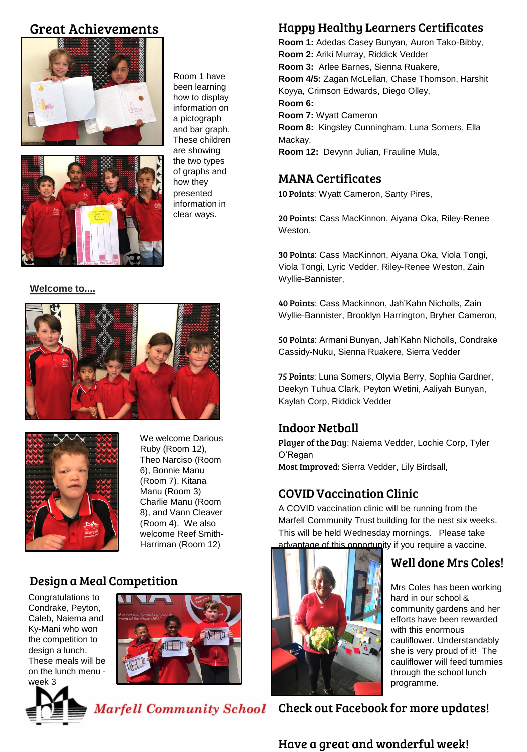## Great Achievements

Room 1 have been learning how to display information on a pictograph and bar graph. These children are showing the two types of graphs and how they presented information in clear ways.

**Welcome to....**

We welcome Darious Ruby (Room 12), Theo Narciso (Room 6), Bonnie Manu (Room 7), Kitana Manu (Room 3) Charlie Manu (Room 8), and Vann Cleaver (Room 4). We also welcome Reef Smith-Harriman (Room 12)

## Design a Meal Competition

Congratulations to Condrake, Peyton, Caleb, Naiema and Ky-Mani who won the competition to design a lunch. These meals will be on the lunch menu - week 3

## Happy Healthy Learners Certificates

**Room 1:** Adedas Casey Bunyan, Auron Tako-Bibby,
**Room 2:** Ariki Murray, Riddick Vedder
**Room 3:** Arlee Barnes, Sienna Ruakere,
**Room 4/5:** Zagan McLellan, Chase Thomson, Harshit Koyya, Crimson Edwards, Diego Olley,
**Room 6:**
**Room 7:** Wyatt Cameron
**Room 8:** Kingsley Cunningham, Luna Somers, Ella Mackay,
**Room 12:** Devynn Julian, Frauline Mula,

## MANA Certificates

**10 Points**: Wyatt Cameron, Santy Pires,

**20 Points**: Cass MacKinnon, Aiyana Oka, Riley-Renee Weston,

**30 Points**: Cass MacKinnon, Aiyana Oka, Viola Tongi, Viola Tongi, Lyric Vedder, Riley-Renee Weston, Zain Wyllie-Bannister,

**40 Points**: Cass Mackinnon, Jah'Kahn Nicholls, Zain Wyllie-Bannister, Brooklyn Harrington, Bryher Cameron,

**50 Points**: Armani Bunyan, Jah'Kahn Nicholls, Condrake Cassidy-Nuku, Sienna Ruakere, Sierra Vedder

**75 Points**: Luna Somers, Olyvia Berry, Sophia Gardner, Deekyn Tuhua Clark, Peyton Wetini, Aaliyah Bunyan, Kaylah Corp, Riddick Vedder

## Indoor Netball

**Player of the Day**: Naiema Vedder, Lochie Corp, Tyler O'Regan
**Most Improved:** Sierra Vedder, Lily Birdsall,

## COVID Vaccination Clinic

A COVID vaccination clinic will be running from the Marfell Community Trust building for the nest six weeks. This will be held Wednesday mornings. Please take advantage of this opportunity if you require a vaccine.

## Well done Mrs Coles!

Mrs Coles has been working hard in our school & community gardens and her efforts have been rewarded with this enormous cauliflower. Understandably she is very proud of it! The cauliflower will feed tummies through the school lunch programme.

Marfell Community School

## Check out Facebook for more updates!

## Have a great and wonderful week!